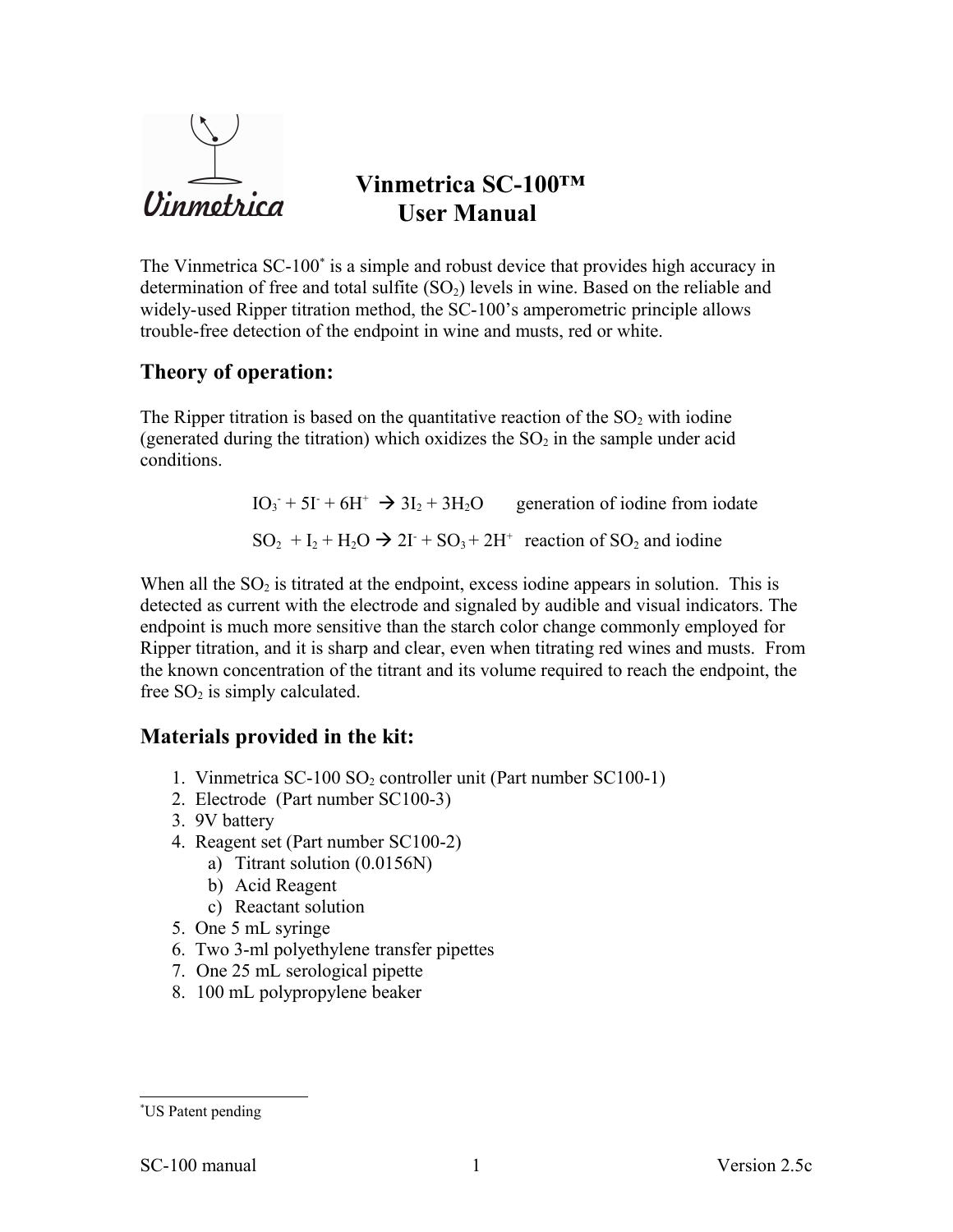# Vinmetrica SC-100™ User Manual

The Vinmetrica SC-100[*] is a simple and robust device that provides high accuracy in determination of free and total sulfite ($SO_2$) levels in wine. Based on the reliable and widely-used Ripper titration method, the SC-100's amperometric principle allows trouble-free detection of the endpoint in wine and musts, red or white.

## Theory of operation:

The Ripper titration is based on the quantitative reaction of the $SO_2$ with iodine (generated during the titration) which oxidizes the $SO_2$ in the sample under acid conditions.

$$IO_3^- + 5I^- + 6H^+ \rightarrow 3I_2 + 3H_2O \quad \text{generation of iodine from iodate}$$

$$SO_2 + I_2 + H_2O \rightarrow 2I^- + SO_3 + 2H^+ \quad \text{reaction of } SO_2 \text{ and iodine}$$

When all the $SO_2$ is titrated at the endpoint, excess iodine appears in solution. This is detected as current with the electrode and signaled by audible and visual indicators. The endpoint is much more sensitive than the starch color change commonly employed for Ripper titration, and it is sharp and clear, even when titrating red wines and musts. From the known concentration of the titrant and its volume required to reach the endpoint, the free $SO_2$ is simply calculated.

## Materials provided in the kit:

1. Vinmetrica SC-100 $SO_2$ controller unit (Part number SC100-1)
2. Electrode (Part number SC100-3)
3. 9V battery
4. Reagent set (Part number SC100-2)
   a) Titrant solution (0.0156N)
   b) Acid Reagent
   c) Reactant solution
5. One 5 mL syringe
6. Two 3-ml polyethylene transfer pipettes
7. One 25 mL serological pipette
8. 100 mL polypropylene beaker

[*] US Patent pending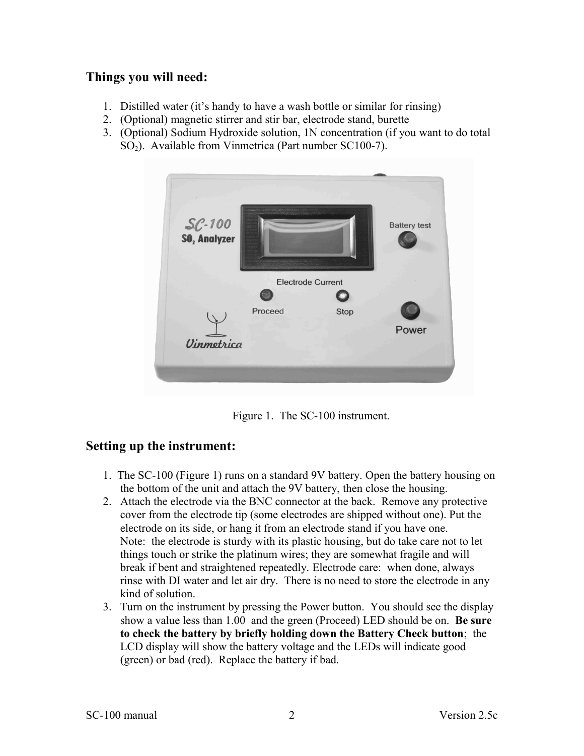## Things you will need:

1. Distilled water (it's handy to have a wash bottle or similar for rinsing)
2. (Optional) magnetic stirrer and stir bar, electrode stand, burette
3. (Optional) Sodium Hydroxide solution, 1N concentration (if you want to do total $SO_2$). Available from Vinmetrica (Part number SC100-7).

Figure 1. The SC-100 instrument.

## Setting up the instrument:

1. The SC-100 (Figure 1) runs on a standard 9V battery. Open the battery housing on the bottom of the unit and attach the 9V battery, then close the housing.
2. Attach the electrode via the BNC connector at the back. Remove any protective cover from the electrode tip (some electrodes are shipped without one). Put the electrode on its side, or hang it from an electrode stand if you have one.
   Note: the electrode is sturdy with its plastic housing, but do take care not to let things touch or strike the platinum wires; they are somewhat fragile and will break if bent and straightened repeatedly. Electrode care: when done, always rinse with DI water and let air dry. There is no need to store the electrode in any kind of solution.
3. Turn on the instrument by pressing the Power button. You should see the display show a value less than 1.00 and the green (Proceed) LED should be on. **Be sure to check the battery by briefly holding down the Battery Check button**; the LCD display will show the battery voltage and the LEDs will indicate good (green) or bad (red). Replace the battery if bad.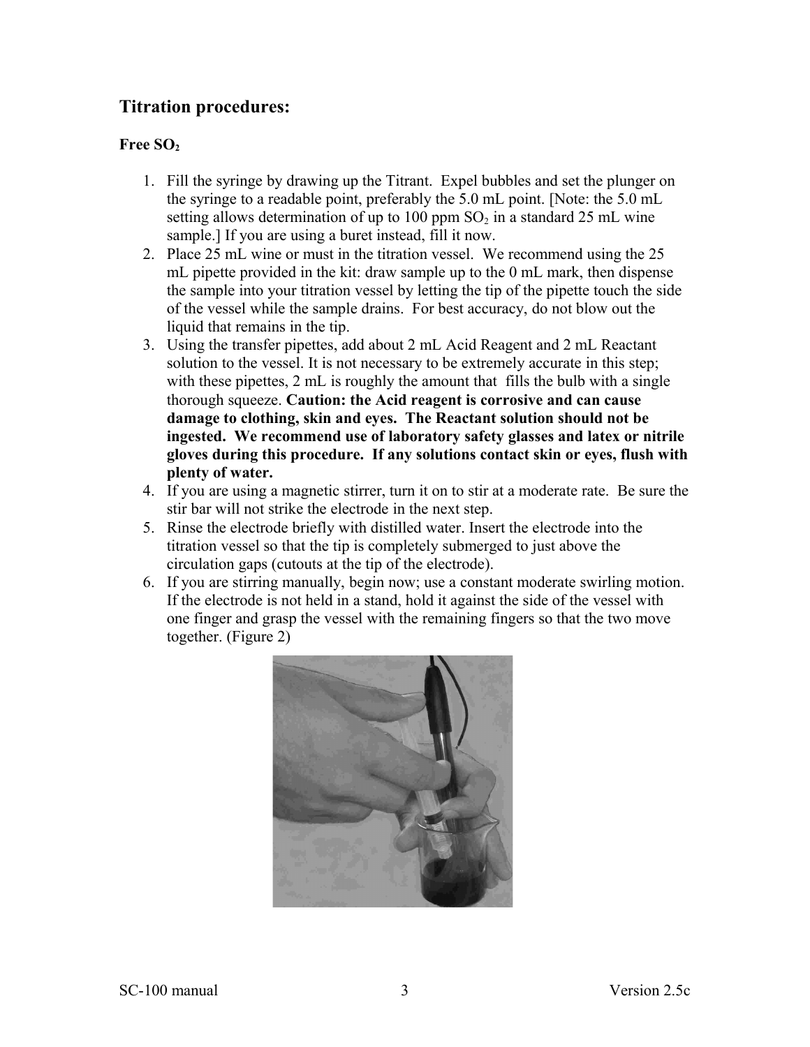## Titration procedures:

### Free $SO_2$

1. Fill the syringe by drawing up the Titrant. Expel bubbles and set the plunger on the syringe to a readable point, preferably the 5.0 mL point. [Note: the 5.0 mL setting allows determination of up to 100 ppm $SO_2$ in a standard 25 mL wine sample.] If you are using a buret instead, fill it now.
2. Place 25 mL wine or must in the titration vessel. We recommend using the 25 mL pipette provided in the kit: draw sample up to the 0 mL mark, then dispense the sample into your titration vessel by letting the tip of the pipette touch the side of the vessel while the sample drains. For best accuracy, do not blow out the liquid that remains in the tip.
3. Using the transfer pipettes, add about 2 mL Acid Reagent and 2 mL Reactant solution to the vessel. It is not necessary to be extremely accurate in this step; with these pipettes, 2 mL is roughly the amount that fills the bulb with a single thorough squeeze. **Caution: the Acid reagent is corrosive and can cause damage to clothing, skin and eyes. The Reactant solution should not be ingested. We recommend use of laboratory safety glasses and latex or nitrile gloves during this procedure. If any solutions contact skin or eyes, flush with plenty of water.**
4. If you are using a magnetic stirrer, turn it on to stir at a moderate rate. Be sure the stir bar will not strike the electrode in the next step.
5. Rinse the electrode briefly with distilled water. Insert the electrode into the titration vessel so that the tip is completely submerged to just above the circulation gaps (cutouts at the tip of the electrode).
6. If you are stirring manually, begin now; use a constant moderate swirling motion. If the electrode is not held in a stand, hold it against the side of the vessel with one finger and grasp the vessel with the remaining fingers so that the two move together. (Figure 2)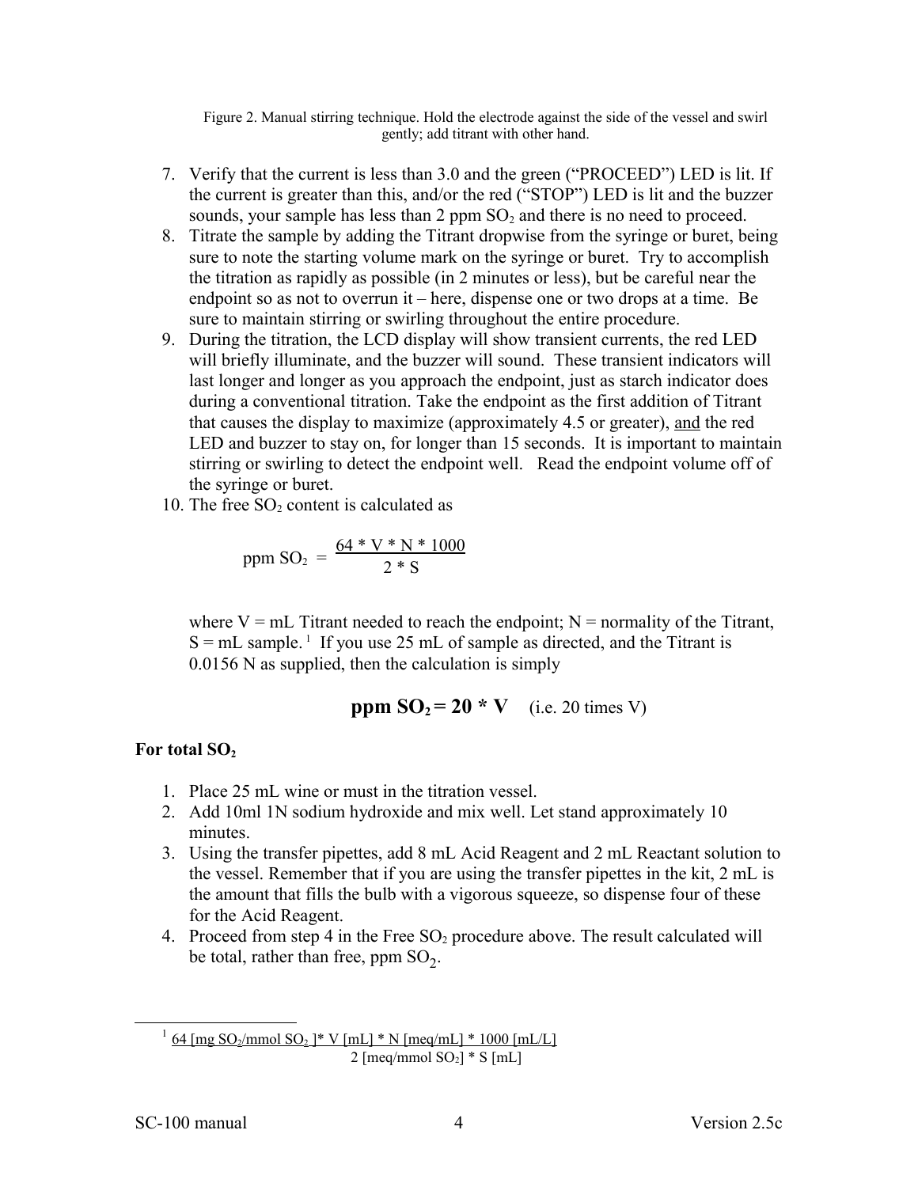Figure 2. Manual stirring technique. Hold the electrode against the side of the vessel and swirl gently; add titrant with other hand.

7. Verify that the current is less than 3.0 and the green ("PROCEED") LED is lit. If the current is greater than this, and/or the red ("STOP") LED is lit and the buzzer sounds, your sample has less than 2 ppm $SO_2$ and there is no need to proceed.
8. Titrate the sample by adding the Titrant dropwise from the syringe or buret, being sure to note the starting volume mark on the syringe or buret. Try to accomplish the titration as rapidly as possible (in 2 minutes or less), but be careful near the endpoint so as not to overrun it – here, dispense one or two drops at a time. Be sure to maintain stirring or swirling throughout the entire procedure.
9. During the titration, the LCD display will show transient currents, the red LED will briefly illuminate, and the buzzer will sound. These transient indicators will last longer and longer as you approach the endpoint, just as starch indicator does during a conventional titration. Take the endpoint as the first addition of Titrant that causes the display to maximize (approximately 4.5 or greater), <u>and</u> the red LED and buzzer to stay on, for longer than 15 seconds. It is important to maintain stirring or swirling to detect the endpoint well. Read the endpoint volume off of the syringe or buret.
10. The free $SO_2$ content is calculated as

$$\text{ppm } SO_2 = \frac{64 * V * N * 1000}{2 * S}$$

where V = mL Titrant needed to reach the endpoint; N = normality of the Titrant, S = mL sample.[1] If you use 25 mL of sample as directed, and the Titrant is 0.0156 N as supplied, then the calculation is simply

$$\textbf{ppm } \mathbf{SO_2 = 20 * V} \quad \text{(i.e. 20 times V)}$$

**For total $SO_2$**

1. Place 25 mL wine or must in the titration vessel.
2. Add 10ml 1N sodium hydroxide and mix well. Let stand approximately 10 minutes.
3. Using the transfer pipettes, add 8 mL Acid Reagent and 2 mL Reactant solution to the vessel. Remember that if you are using the transfer pipettes in the kit, 2 mL is the amount that fills the bulb with a vigorous squeeze, so dispense four of these for the Acid Reagent.
4. Proceed from step 4 in the Free $SO_2$ procedure above. The result calculated will be total, rather than free, ppm $SO_2$.

---

[1] $\frac{64 \text{ [mg } SO_2\text{/mmol } SO_2 \text{]} * V \text{ [mL]} * N \text{ [meq/mL]} * 1000 \text{ [mL/L]}}{2 \text{ [meq/mmol } SO_2\text{]} * S \text{ [mL]}}$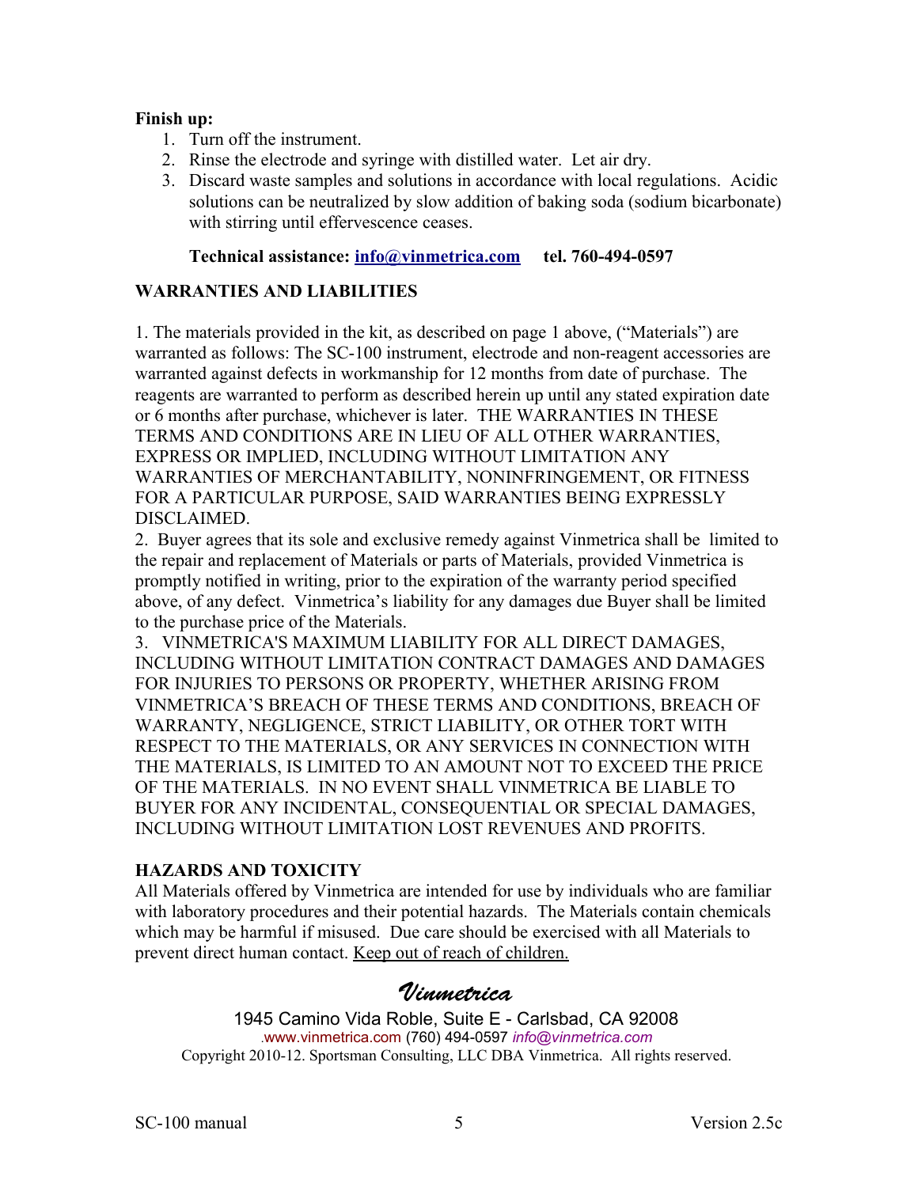**Finish up:**

1. Turn off the instrument.
2. Rinse the electrode and syringe with distilled water. Let air dry.
3. Discard waste samples and solutions in accordance with local regulations. Acidic solutions can be neutralized by slow addition of baking soda (sodium bicarbonate) with stirring until effervescence ceases.

**Technical assistance: info@vinmetrica.com tel. 760-494-0597**

**WARRANTIES AND LIABILITIES**

1. The materials provided in the kit, as described on page 1 above, ("Materials") are warranted as follows: The SC-100 instrument, electrode and non-reagent accessories are warranted against defects in workmanship for 12 months from date of purchase. The reagents are warranted to perform as described herein up until any stated expiration date or 6 months after purchase, whichever is later. THE WARRANTIES IN THESE TERMS AND CONDITIONS ARE IN LIEU OF ALL OTHER WARRANTIES, EXPRESS OR IMPLIED, INCLUDING WITHOUT LIMITATION ANY WARRANTIES OF MERCHANTABILITY, NONINFRINGEMENT, OR FITNESS FOR A PARTICULAR PURPOSE, SAID WARRANTIES BEING EXPRESSLY DISCLAIMED.
2. Buyer agrees that its sole and exclusive remedy against Vinmetrica shall be limited to the repair and replacement of Materials or parts of Materials, provided Vinmetrica is promptly notified in writing, prior to the expiration of the warranty period specified above, of any defect. Vinmetrica's liability for any damages due Buyer shall be limited to the purchase price of the Materials.
3. VINMETRICA'S MAXIMUM LIABILITY FOR ALL DIRECT DAMAGES, INCLUDING WITHOUT LIMITATION CONTRACT DAMAGES AND DAMAGES FOR INJURIES TO PERSONS OR PROPERTY, WHETHER ARISING FROM VINMETRICA'S BREACH OF THESE TERMS AND CONDITIONS, BREACH OF WARRANTY, NEGLIGENCE, STRICT LIABILITY, OR OTHER TORT WITH RESPECT TO THE MATERIALS, OR ANY SERVICES IN CONNECTION WITH THE MATERIALS, IS LIMITED TO AN AMOUNT NOT TO EXCEED THE PRICE OF THE MATERIALS. IN NO EVENT SHALL VINMETRICA BE LIABLE TO BUYER FOR ANY INCIDENTAL, CONSEQUENTIAL OR SPECIAL DAMAGES, INCLUDING WITHOUT LIMITATION LOST REVENUES AND PROFITS.

**HAZARDS AND TOXICITY**

All Materials offered by Vinmetrica are intended for use by individuals who are familiar with laboratory procedures and their potential hazards. The Materials contain chemicals which may be harmful if misused. Due care should be exercised with all Materials to prevent direct human contact. Keep out of reach of children.

*Vinmetrica*

1945 Camino Vida Roble, Suite E - Carlsbad, CA 92008
www.vinmetrica.com (760) 494-0597 *info@vinmetrica.com*
Copyright 2010-12. Sportsman Consulting, LLC DBA Vinmetrica. All rights reserved.